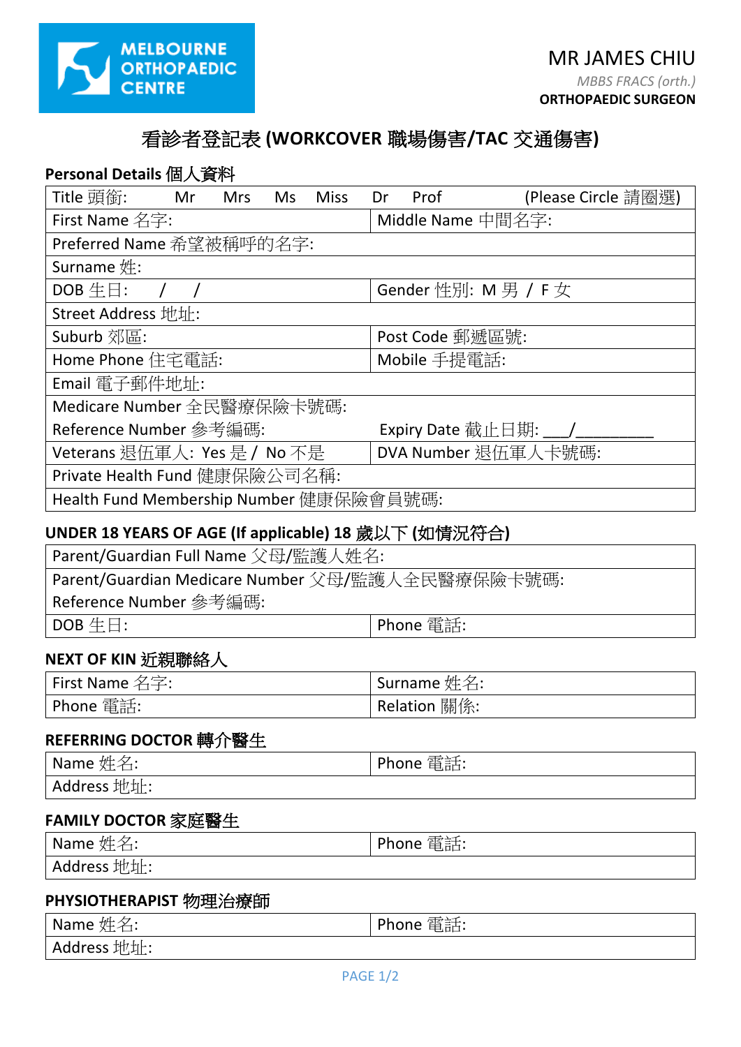MELBOURNE ORTHOPAEDIC CENTRE

MR JAMES CHIU

*MBBS FRACS (orth.)*

**ORTHOPAEDIC SURGEON**

# 看診者登記表 (WORKCOVER 職場傷害/TAC 交通傷害)

## Personal Details 個人資料

| Title 頭銜: Mr Mrs Ms Miss Dr Prof (Please Circle 請圈選) | |
|---|---|
| First Name 名字: | Middle Name 中間名字: |
| Preferred Name 希望被稱呼的名字: | |
| Surname 姓: | |
| DOB 生日: / / | Gender 性別: M 男 / F 女 |
| Street Address 地址: | |
| Suburb 郊區: | Post Code 郵遞區號: |
| Home Phone 住宅電話: | Mobile 手提電話: |
| Email 電子郵件地址: | |
| Medicare Number 全民醫療保險卡號碼: | |
| Reference Number 參考編碼: | Expiry Date 截止日期: ___/_________ |
| Veterans 退伍軍人: Yes 是 / No 不是 | DVA Number 退伍軍人卡號碼: |
| Private Health Fund 健康保險公司名稱: | |
| Health Fund Membership Number 健康保險會員號碼: | |

## UNDER 18 YEARS OF AGE (If applicable) 18 歲以下 (如情況符合)

| Parent/Guardian Full Name 父母/監護人姓名: | |
|---|---|
| Parent/Guardian Medicare Number 父母/監護人全民醫療保險卡號碼: | |
| Reference Number 參考編碼: | |
| DOB 生日: | Phone 電話: |

## NEXT OF KIN 近親聯絡人

| First Name 名字: | Surname 姓名: |
|---|---|
| Phone 電話: | Relation 關係: |

## REFERRING DOCTOR 轉介醫生

| Name 姓名: | Phone 電話: |
|---|---|
| Address 地址: | |

## FAMILY DOCTOR 家庭醫生

| Name 姓名: | Phone 電話: |
|---|---|
| Address 地址: | |

## PHYSIOTHERAPIST 物理治療師

| Name 姓名: | Phone 電話: |
|---|---|
| Address 地址: | |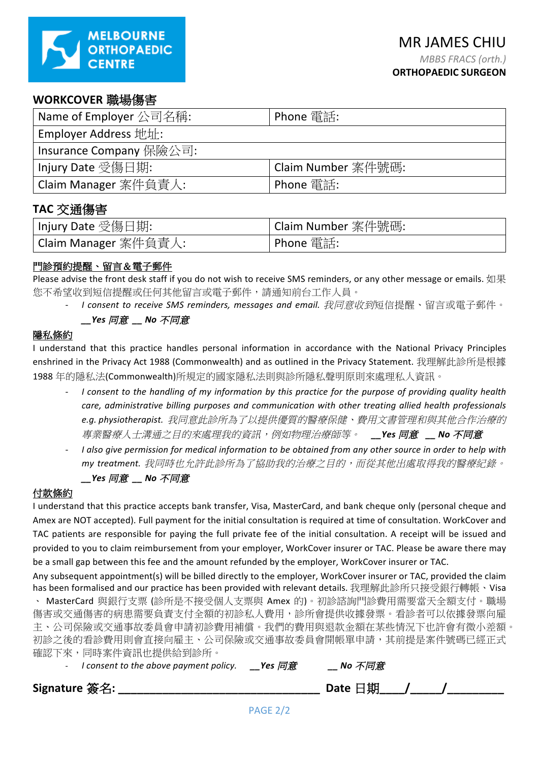MELBOURNE ORTHOPAEDIC CENTRE

MR JAMES CHIU

*MBBS FRACS (orth.)*

**ORTHOPAEDIC SURGEON**

## WORKCOVER 職場傷害

| | |
|---|---|
| Name of Employer 公司名稱: | Phone 電話: |
| Employer Address 地址: | |
| Insurance Company 保險公司: | |
| Injury Date 受傷日期: | Claim Number 案件號碼: |
| Claim Manager 案件負責人: | Phone 電話: |

## TAC 交通傷害

| | |
|---|---|
| Injury Date 受傷日期: | Claim Number 案件號碼: |
| Claim Manager 案件負責人: | Phone 電話: |

**門診預約提醒、留言＆電子郵件**

Please advise the front desk staff if you do not wish to receive SMS reminders, or any other message or emails. 如果您不希望收到短信提醒或任何其他留言或電子郵件，請通知前台工作人員。

- *I consent to receive SMS reminders, messages and email. 我同意收到短信提醒、留言或電子郵件。*

  ***__Yes 同意 __ No 不同意***

**隱私條約**

I understand that this practice handles personal information in accordance with the National Privacy Principles enshrined in the Privacy Act 1988 (Commonwealth) and as outlined in the Privacy Statement. 我理解此診所是根據 1988 年的隱私法(Commonwealth)所規定的國家隱私法則與診所隱私聲明原則來處理私人資訊。

- *I consent to the handling of my information by this practice for the purpose of providing quality health care, administrative billing purposes and communication with other treating allied health professionals e.g. physiotherapist. 我同意此診所為了以提供優質的醫療保健、費用文書管理和與其他合作治療的專業醫療人士溝通之目的來處理我的資訊，例如物理治療師等。* ***__Yes 同意 __ No 不同意***
- *I also give permission for medical information to be obtained from any other source in order to help with my treatment. 我同時也允許此診所為了協助我的治療之目的，而從其他出處取得我的醫療紀錄。*

  ***__Yes 同意 __ No 不同意***

**付款條約**

I understand that this practice accepts bank transfer, Visa, MasterCard, and bank cheque only (personal cheque and Amex are NOT accepted). Full payment for the initial consultation is required at time of consultation. WorkCover and TAC patients are responsible for paying the full private fee of the initial consultation. A receipt will be issued and provided to you to claim reimbursement from your employer, WorkCover insurer or TAC. Please be aware there may be a small gap between this fee and the amount refunded by the employer, WorkCover insurer or TAC.

Any subsequent appointment(s) will be billed directly to the employer, WorkCover insurer or TAC, provided the claim has been formalised and our practice has been provided with relevant details. 我理解此診所只接受銀行轉帳、Visa、MasterCard 與銀行支票 (診所是不接受個人支票與 Amex 的)。初診諮詢門診費用需要當天全額支付。職場傷害或交通傷害的病患需要負責支付全額的初診私人費用，診所會提供收據發票。看診者可以依據發票向雇主、公司保險或交通事故委員會申請初診費用補償。我們的費用與退款金額在某些情況下也許會有微小差額。初診之後的看診費用則會直接向雇主、公司保險或交通事故委員會開帳單申請，其前提是案件號碼已經正式確認下來，同時案件資訊也提供給到診所。

- *I consent to the above payment policy.* ***__Yes 同意 __ No 不同意***

**Signature 簽名: ______________________________ Date 日期____/_____/_________**